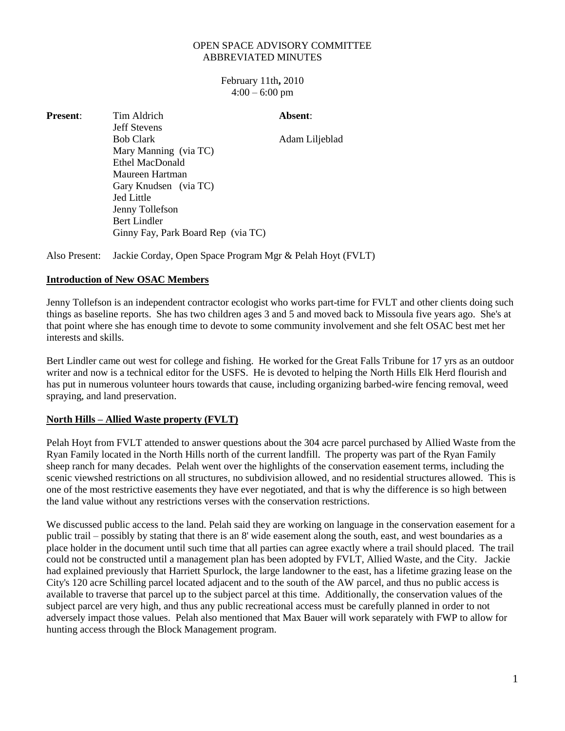OPEN SPACE ADVISORY COMMITTEE
ABBREVIATED MINUTES

February 11th**,** 2010
4:00 – 6:00 pm

| **Present**: | | **Absent**: |
|---|---|---|
| | Tim Aldrich | |
| | Jeff Stevens | |
| | Bob Clark | Adam Liljeblad |
| | Mary Manning (via TC) | |
| | Ethel MacDonald | |
| | Maureen Hartman | |
| | Gary Knudsen (via TC) | |
| | Jed Little | |
| | Jenny Tollefson | |
| | Bert Lindler | |
| | Ginny Fay, Park Board Rep (via TC) | |

Also Present: Jackie Corday, Open Space Program Mgr & Pelah Hoyt (FVLT)

**Introduction of New OSAC Members**

Jenny Tollefson is an independent contractor ecologist who works part-time for FVLT and other clients doing such things as baseline reports. She has two children ages 3 and 5 and moved back to Missoula five years ago. She's at that point where she has enough time to devote to some community involvement and she felt OSAC best met her interests and skills.

Bert Lindler came out west for college and fishing. He worked for the Great Falls Tribune for 17 yrs as an outdoor writer and now is a technical editor for the USFS. He is devoted to helping the North Hills Elk Herd flourish and has put in numerous volunteer hours towards that cause, including organizing barbed-wire fencing removal, weed spraying, and land preservation.

**North Hills – Allied Waste property (FVLT)**

Pelah Hoyt from FVLT attended to answer questions about the 304 acre parcel purchased by Allied Waste from the Ryan Family located in the North Hills north of the current landfill. The property was part of the Ryan Family sheep ranch for many decades. Pelah went over the highlights of the conservation easement terms, including the scenic viewshed restrictions on all structures, no subdivision allowed, and no residential structures allowed. This is one of the most restrictive easements they have ever negotiated, and that is why the difference is so high between the land value without any restrictions verses with the conservation restrictions.

We discussed public access to the land. Pelah said they are working on language in the conservation easement for a public trail – possibly by stating that there is an 8' wide easement along the south, east, and west boundaries as a place holder in the document until such time that all parties can agree exactly where a trail should placed. The trail could not be constructed until a management plan has been adopted by FVLT, Allied Waste, and the City. Jackie had explained previously that Harriett Spurlock, the large landowner to the east, has a lifetime grazing lease on the City's 120 acre Schilling parcel located adjacent and to the south of the AW parcel, and thus no public access is available to traverse that parcel up to the subject parcel at this time. Additionally, the conservation values of the subject parcel are very high, and thus any public recreational access must be carefully planned in order to not adversely impact those values. Pelah also mentioned that Max Bauer will work separately with FWP to allow for hunting access through the Block Management program.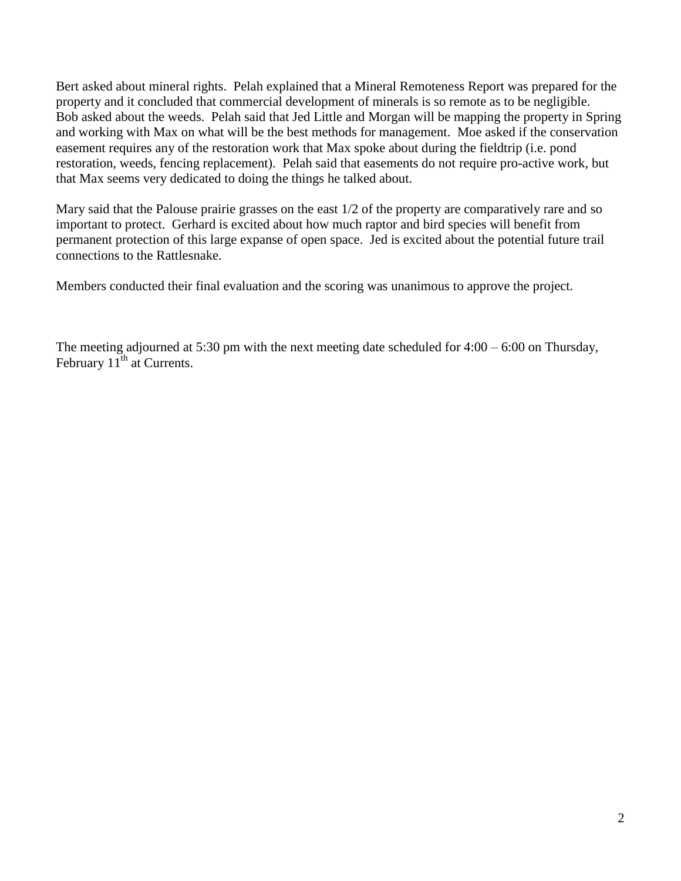Bert asked about mineral rights. Pelah explained that a Mineral Remoteness Report was prepared for the property and it concluded that commercial development of minerals is so remote as to be negligible. Bob asked about the weeds. Pelah said that Jed Little and Morgan will be mapping the property in Spring and working with Max on what will be the best methods for management. Moe asked if the conservation easement requires any of the restoration work that Max spoke about during the fieldtrip (i.e. pond restoration, weeds, fencing replacement). Pelah said that easements do not require pro-active work, but that Max seems very dedicated to doing the things he talked about.

Mary said that the Palouse prairie grasses on the east 1/2 of the property are comparatively rare and so important to protect. Gerhard is excited about how much raptor and bird species will benefit from permanent protection of this large expanse of open space. Jed is excited about the potential future trail connections to the Rattlesnake.

Members conducted their final evaluation and the scoring was unanimous to approve the project.

The meeting adjourned at 5:30 pm with the next meeting date scheduled for 4:00 – 6:00 on Thursday, February 11th at Currents.